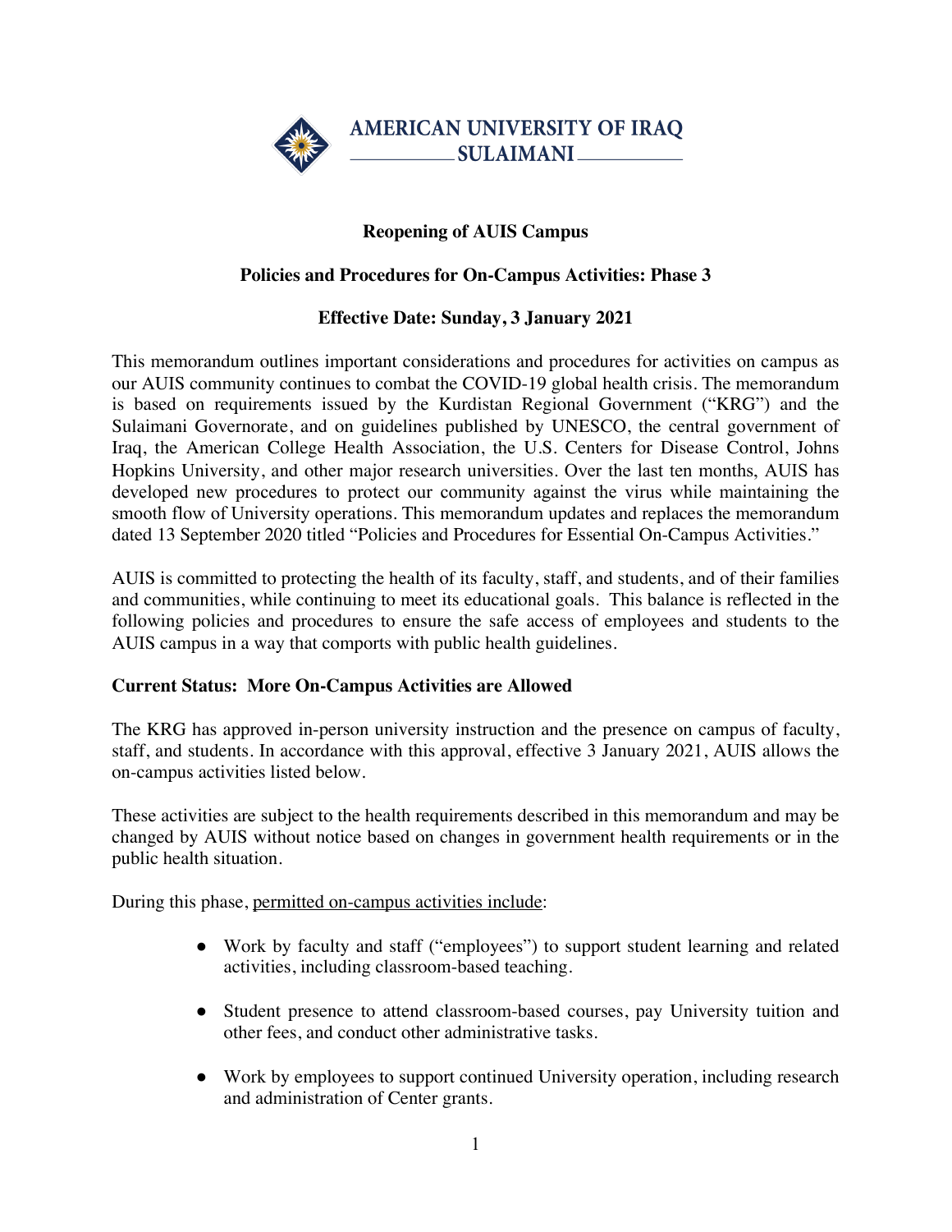AMERICAN UNIVERSITY OF IRAQ SULAIMANI

# Reopening of AUIS Campus

## Policies and Procedures for On-Campus Activities: Phase 3

**Effective Date: Sunday, 3 January 2021**

This memorandum outlines important considerations and procedures for activities on campus as our AUIS community continues to combat the COVID-19 global health crisis. The memorandum is based on requirements issued by the Kurdistan Regional Government ("KRG") and the Sulaimani Governorate, and on guidelines published by UNESCO, the central government of Iraq, the American College Health Association, the U.S. Centers for Disease Control, Johns Hopkins University, and other major research universities. Over the last ten months, AUIS has developed new procedures to protect our community against the virus while maintaining the smooth flow of University operations. This memorandum updates and replaces the memorandum dated 13 September 2020 titled "Policies and Procedures for Essential On-Campus Activities."

AUIS is committed to protecting the health of its faculty, staff, and students, and of their families and communities, while continuing to meet its educational goals. This balance is reflected in the following policies and procedures to ensure the safe access of employees and students to the AUIS campus in a way that comports with public health guidelines.

**Current Status: More On-Campus Activities are Allowed**

The KRG has approved in-person university instruction and the presence on campus of faculty, staff, and students. In accordance with this approval, effective 3 January 2021, AUIS allows the on-campus activities listed below.

These activities are subject to the health requirements described in this memorandum and may be changed by AUIS without notice based on changes in government health requirements or in the public health situation.

During this phase, permitted on-campus activities include:

- Work by faculty and staff ("employees") to support student learning and related activities, including classroom-based teaching.
- Student presence to attend classroom-based courses, pay University tuition and other fees, and conduct other administrative tasks.
- Work by employees to support continued University operation, including research and administration of Center grants.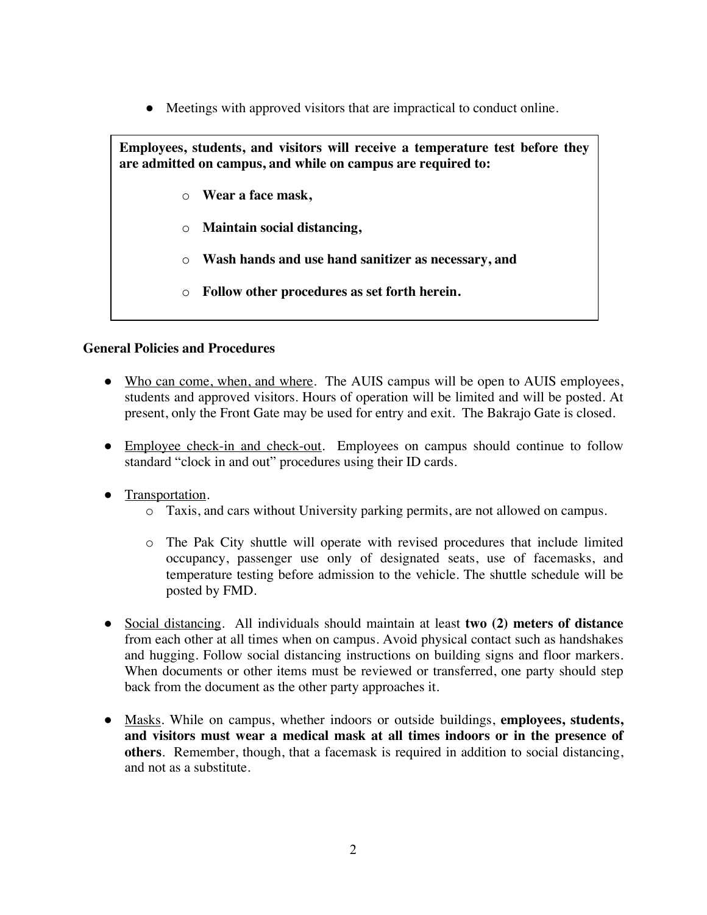- Meetings with approved visitors that are impractical to conduct online.

> **Employees, students, and visitors will receive a temperature test before they are admitted on campus, and while on campus are required to:**
>
> - **Wear a face mask,**
> - **Maintain social distancing,**
> - **Wash hands and use hand sanitizer as necessary, and**
> - **Follow other procedures as set forth herein.**

**General Policies and Procedures**

- Who can come, when, and where. The AUIS campus will be open to AUIS employees, students and approved visitors. Hours of operation will be limited and will be posted. At present, only the Front Gate may be used for entry and exit. The Bakrajo Gate is closed.

- Employee check-in and check-out. Employees on campus should continue to follow standard "clock in and out" procedures using their ID cards.

- Transportation.
  - Taxis, and cars without University parking permits, are not allowed on campus.
  - The Pak City shuttle will operate with revised procedures that include limited occupancy, passenger use only of designated seats, use of facemasks, and temperature testing before admission to the vehicle. The shuttle schedule will be posted by FMD.

- Social distancing. All individuals should maintain at least **two (2) meters of distance** from each other at all times when on campus. Avoid physical contact such as handshakes and hugging. Follow social distancing instructions on building signs and floor markers. When documents or other items must be reviewed or transferred, one party should step back from the document as the other party approaches it.

- Masks. While on campus, whether indoors or outside buildings, **employees, students, and visitors must wear a medical mask at all times indoors or in the presence of others**. Remember, though, that a facemask is required in addition to social distancing, and not as a substitute.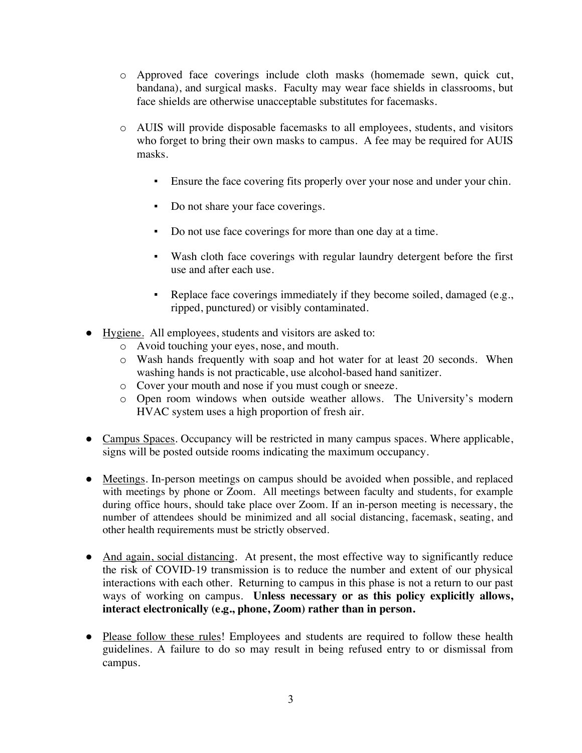- Approved face coverings include cloth masks (homemade sewn, quick cut, bandana), and surgical masks. Faculty may wear face shields in classrooms, but face shields are otherwise unacceptable substitutes for facemasks.

  - AUIS will provide disposable facemasks to all employees, students, and visitors who forget to bring their own masks to campus. A fee may be required for AUIS masks.

    - Ensure the face covering fits properly over your nose and under your chin.

    - Do not share your face coverings.

    - Do not use face coverings for more than one day at a time.

    - Wash cloth face coverings with regular laundry detergent before the first use and after each use.

    - Replace face coverings immediately if they become soiled, damaged (e.g., ripped, punctured) or visibly contaminated.

- <u>Hygiene.</u> All employees, students and visitors are asked to:
  - Avoid touching your eyes, nose, and mouth.
  - Wash hands frequently with soap and hot water for at least 20 seconds. When washing hands is not practicable, use alcohol-based hand sanitizer.
  - Cover your mouth and nose if you must cough or sneeze.
  - Open room windows when outside weather allows. The University's modern HVAC system uses a high proportion of fresh air.

- <u>Campus Spaces</u>. Occupancy will be restricted in many campus spaces. Where applicable, signs will be posted outside rooms indicating the maximum occupancy.

- <u>Meetings</u>. In-person meetings on campus should be avoided when possible, and replaced with meetings by phone or Zoom. All meetings between faculty and students, for example during office hours, should take place over Zoom. If an in-person meeting is necessary, the number of attendees should be minimized and all social distancing, facemask, seating, and other health requirements must be strictly observed.

- <u>And again, social distancing</u>. At present, the most effective way to significantly reduce the risk of COVID-19 transmission is to reduce the number and extent of our physical interactions with each other. Returning to campus in this phase is not a return to our past ways of working on campus. **Unless necessary or as this policy explicitly allows, interact electronically (e.g., phone, Zoom) rather than in person.**

- <u>Please follow these rules</u>! Employees and students are required to follow these health guidelines. A failure to do so may result in being refused entry to or dismissal from campus.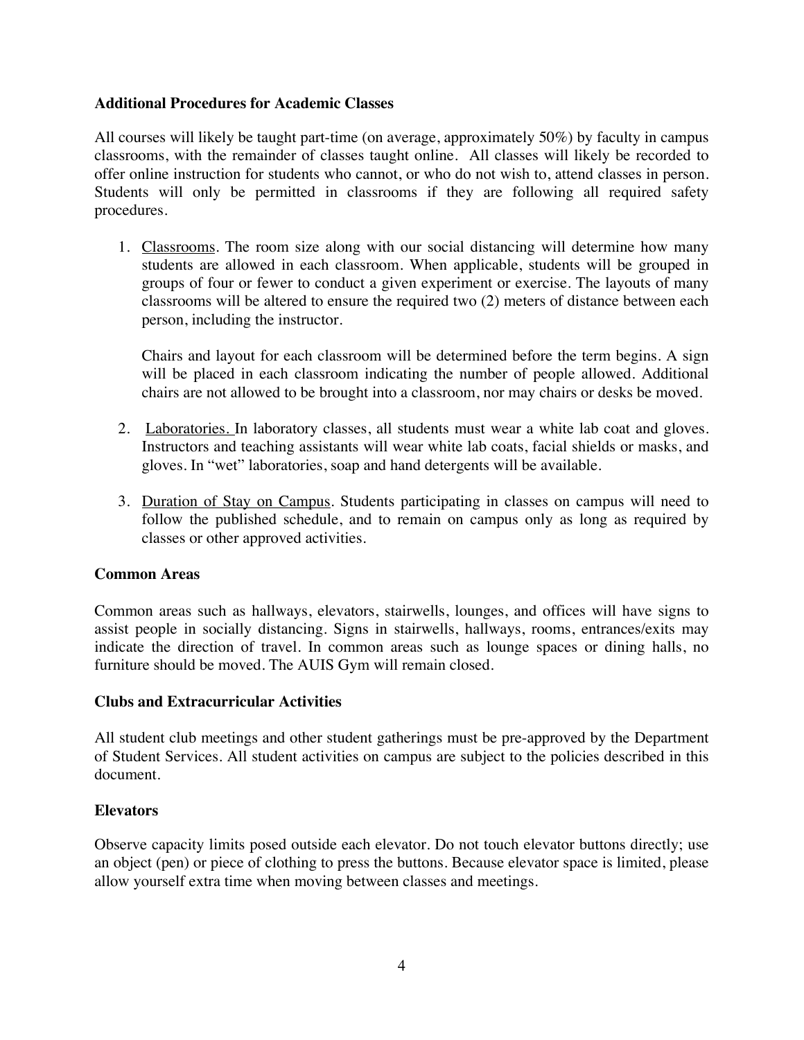**Additional Procedures for Academic Classes**

All courses will likely be taught part-time (on average, approximately 50%) by faculty in campus classrooms, with the remainder of classes taught online. All classes will likely be recorded to offer online instruction for students who cannot, or who do not wish to, attend classes in person. Students will only be permitted in classrooms if they are following all required safety procedures.

1. Classrooms. The room size along with our social distancing will determine how many students are allowed in each classroom. When applicable, students will be grouped in groups of four or fewer to conduct a given experiment or exercise. The layouts of many classrooms will be altered to ensure the required two (2) meters of distance between each person, including the instructor.

   Chairs and layout for each classroom will be determined before the term begins. A sign will be placed in each classroom indicating the number of people allowed. Additional chairs are not allowed to be brought into a classroom, nor may chairs or desks be moved.

2. Laboratories. In laboratory classes, all students must wear a white lab coat and gloves. Instructors and teaching assistants will wear white lab coats, facial shields or masks, and gloves. In "wet" laboratories, soap and hand detergents will be available.

3. Duration of Stay on Campus. Students participating in classes on campus will need to follow the published schedule, and to remain on campus only as long as required by classes or other approved activities.

**Common Areas**

Common areas such as hallways, elevators, stairwells, lounges, and offices will have signs to assist people in socially distancing. Signs in stairwells, hallways, rooms, entrances/exits may indicate the direction of travel. In common areas such as lounge spaces or dining halls, no furniture should be moved. The AUIS Gym will remain closed.

**Clubs and Extracurricular Activities**

All student club meetings and other student gatherings must be pre-approved by the Department of Student Services. All student activities on campus are subject to the policies described in this document.

**Elevators**

Observe capacity limits posed outside each elevator. Do not touch elevator buttons directly; use an object (pen) or piece of clothing to press the buttons. Because elevator space is limited, please allow yourself extra time when moving between classes and meetings.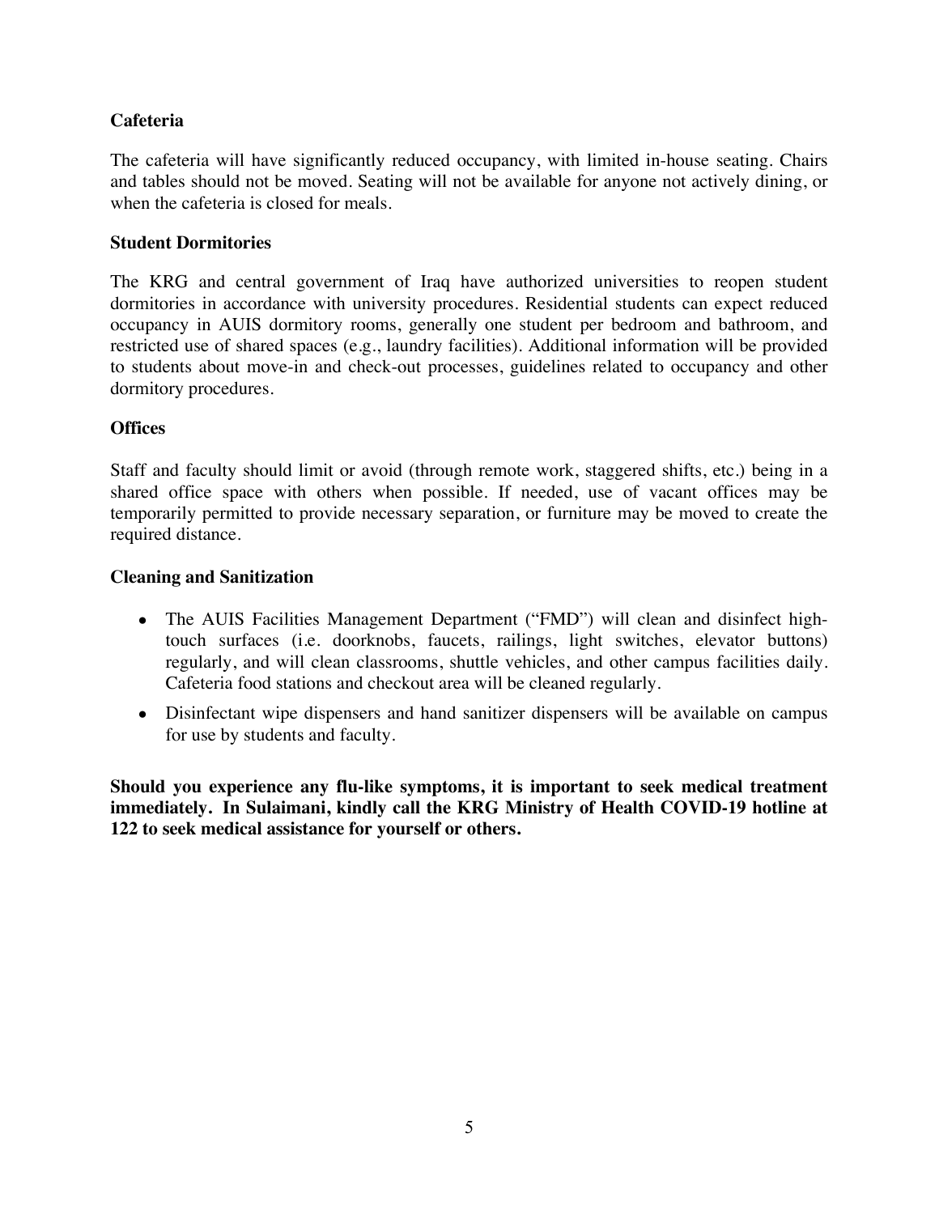**Cafeteria**

The cafeteria will have significantly reduced occupancy, with limited in-house seating. Chairs and tables should not be moved. Seating will not be available for anyone not actively dining, or when the cafeteria is closed for meals.

**Student Dormitories**

The KRG and central government of Iraq have authorized universities to reopen student dormitories in accordance with university procedures. Residential students can expect reduced occupancy in AUIS dormitory rooms, generally one student per bedroom and bathroom, and restricted use of shared spaces (e.g., laundry facilities). Additional information will be provided to students about move-in and check-out processes, guidelines related to occupancy and other dormitory procedures.

**Offices**

Staff and faculty should limit or avoid (through remote work, staggered shifts, etc.) being in a shared office space with others when possible. If needed, use of vacant offices may be temporarily permitted to provide necessary separation, or furniture may be moved to create the required distance.

**Cleaning and Sanitization**

- The AUIS Facilities Management Department ("FMD") will clean and disinfect high-touch surfaces (i.e. doorknobs, faucets, railings, light switches, elevator buttons) regularly, and will clean classrooms, shuttle vehicles, and other campus facilities daily. Cafeteria food stations and checkout area will be cleaned regularly.
- Disinfectant wipe dispensers and hand sanitizer dispensers will be available on campus for use by students and faculty.

**Should you experience any flu-like symptoms, it is important to seek medical treatment immediately. In Sulaimani, kindly call the KRG Ministry of Health COVID-19 hotline at 122 to seek medical assistance for yourself or others.**